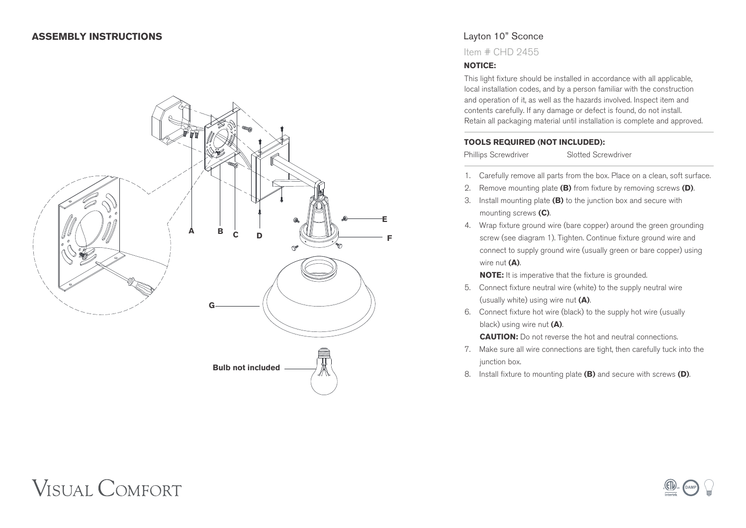## ASSEMBLY INSTRUCTIONS

A B C D E F G

Bulb not included

Layton 10" Sconce

Item # CHD 2455

**NOTICE:**

This light fixture should be installed in accordance with all applicable, local installation codes, and by a person familiar with the construction and operation of it, as well as the hazards involved. Inspect item and contents carefully. If any damage or defect is found, do not install. Retain all packaging material until installation is complete and approved.

**TOOLS REQUIRED (NOT INCLUDED):**

Phillips Screwdriver    Slotted Screwdriver

1. Carefully remove all parts from the box. Place on a clean, soft surface.
2. Remove mounting plate **(B)** from fixture by removing screws **(D)**.
3. Install mounting plate **(B)** to the junction box and secure with mounting screws **(C)**.
4. Wrap fixture ground wire (bare copper) around the green grounding screw (see diagram 1). Tighten. Continue fixture ground wire and connect to supply ground wire (usually green or bare copper) using wire nut **(A)**.

   **NOTE:** It is imperative that the fixture is grounded.
5. Connect fixture neutral wire (white) to the supply neutral wire (usually white) using wire nut **(A)**.
6. Connect fixture hot wire (black) to the supply hot wire (usually black) using wire nut **(A)**.

   **CAUTION:** Do not reverse the hot and neutral connections.
7. Make sure all wire connections are tight, then carefully tuck into the junction box.
8. Install fixture to mounting plate **(B)** and secure with screws **(D)**.

VISUAL COMFORT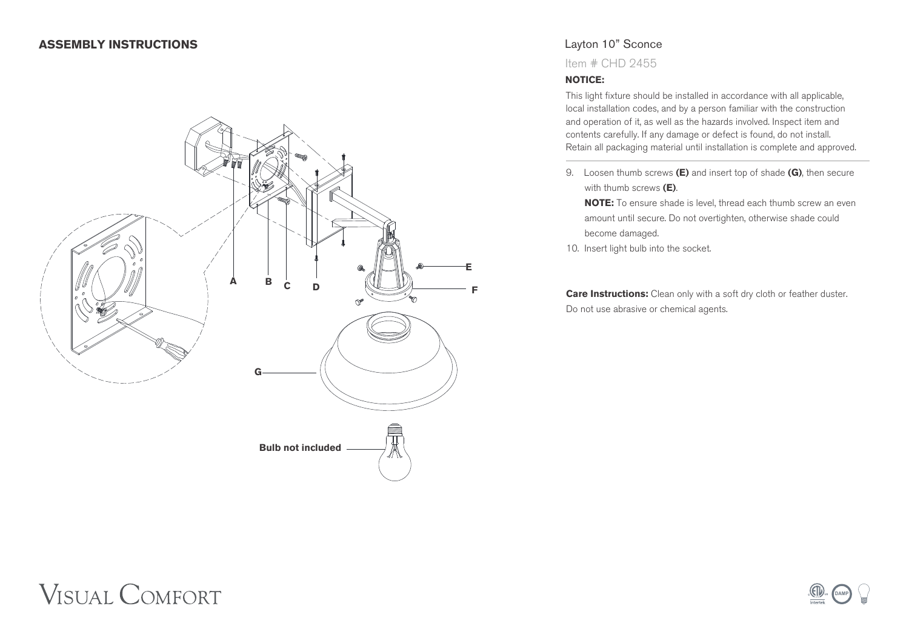## ASSEMBLY INSTRUCTIONS

A B C D E F G

Bulb not included

Layton 10" Sconce

Item # CHD 2455

**NOTICE:**

This light fixture should be installed in accordance with all applicable, local installation codes, and by a person familiar with the construction and operation of it, as well as the hazards involved. Inspect item and contents carefully. If any damage or defect is found, do not install. Retain all packaging material until installation is complete and approved.

9. Loosen thumb screws **(E)** and insert top of shade **(G)**, then secure with thumb screws **(E)**.

   **NOTE:** To ensure shade is level, thread each thumb screw an even amount until secure. Do not overtighten, otherwise shade could become damaged.

10. Insert light bulb into the socket.

**Care Instructions:** Clean only with a soft dry cloth or feather duster. Do not use abrasive or chemical agents.

VISUAL COMFORT

DAMP